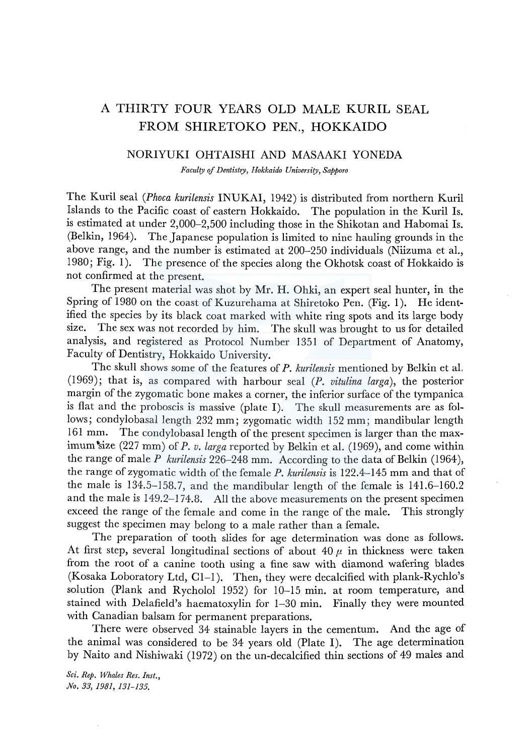# A THIRTY FOUR YEARS OLD MALE KURIL SEAL FROM SHIRETOKO PEN., HOKKAIDO

NORIYUKI OHTAISHI AND MASAAKI YONEDA

*Faculty of Dentistry, Hokkaido University, Sapporo*

The Kuril seal (*Phoca kurilensis* INUKAI, 1942) is distributed from northern Kuril Islands to the Pacific coast of eastern Hokkaido. The population in the Kuril Is. is estimated at under 2,000–2,500 including those in the Shikotan and Habomai Is. (Belkin, 1964). The Japanese population is limited to nine hauling grounds in the above range, and the number is estimated at 200–250 individuals (Niizuma et al., 1980; Fig. 1). The presence of the species along the Okhotsk coast of Hokkaido is not confirmed at the present.

The present material was shot by Mr. H. Ohki, an expert seal hunter, in the Spring of 1980 on the coast of Kuzurehama at Shiretoko Pen. (Fig. 1). He identified the species by its black coat marked with white ring spots and its large body size. The sex was not recorded by him. The skull was brought to us for detailed analysis, and registered as Protocol Number 1351 of Department of Anatomy, Faculty of Dentistry, Hokkaido University.

The skull shows some of the features of *P. kurilensis* mentioned by Belkin et al. (1969); that is, as compared with harbour seal (*P. vitulina larga*), the posterior margin of the zygomatic bone makes a corner, the inferior surface of the tympanica is flat and the proboscis is massive (plate I). The skull measurements are as follows; condylobasal length 232 mm; zygomatic width 152 mm; mandibular length 161 mm. The condylobasal length of the present specimen is larger than the maximum size (227 mm) of *P. v. larga* reported by Belkin et al. (1969), and come within the range of male *P kurilensis* 226–248 mm. According to the data of Belkin (1964), the range of zygomatic width of the female *P. kurilensis* is 122.4–145 mm and that of the male is 134.5–158.7, and the mandibular length of the female is 141.6–160.2 and the male is 149.2–174.8. All the above measurements on the present specimen exceed the range of the female and come in the range of the male. This strongly suggest the specimen may belong to a male rather than a female.

The preparation of tooth slides for age determination was done as follows. At first step, several longitudinal sections of about 40 $\mu$ in thickness were taken from the root of a canine tooth using a fine saw with diamond wafering blades (Kosaka Loboratory Ltd, C1–1). Then, they were decalcified with plank-Rychlo's solution (Plank and Rychol 1952) for 10–15 min. at room temperature, and stained with Delafield's haematoxylin for 1–30 min. Finally they were mounted with Canadian balsam for permanent preparations.

There were observed 34 stainable layers in the cementum. And the age of the animal was considered to be 34 years old (Plate I). The age determination by Naito and Nishiwaki (1972) on the un-decalcified thin sections of 49 males and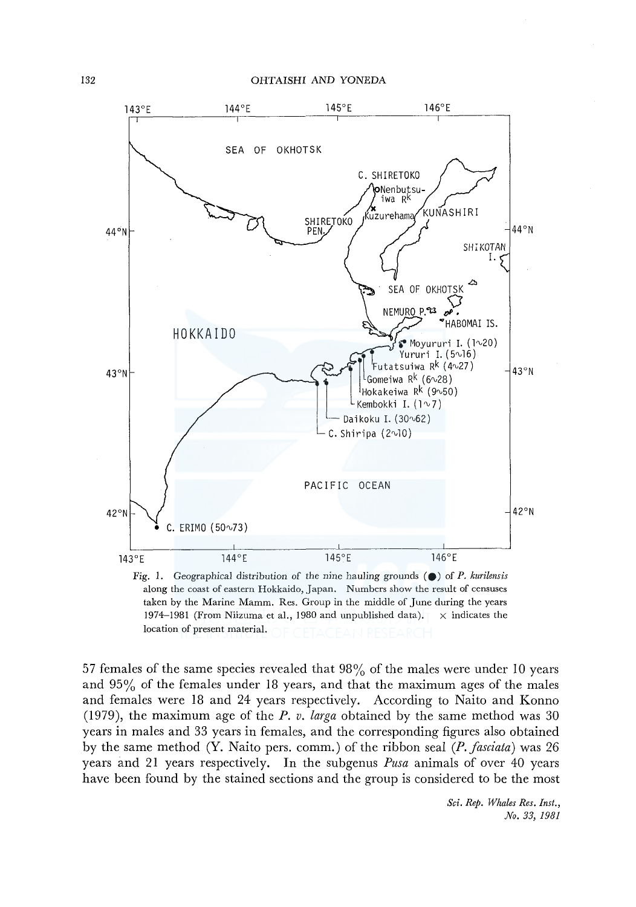Fig. 1. Geographical distribution of the nine hauling grounds (●) of *P. kurilensis* along the coast of eastern Hokkaido, Japan. Numbers show the result of censuses taken by the Marine Mamm. Res. Group in the middle of June during the years 1974–1981 (From Niizuma et al., 1980 and unpublished data). × indicates the location of present material.

57 females of the same species revealed that 98% of the males were under 10 years and 95% of the females under 18 years, and that the maximum ages of the males and females were 18 and 24 years respectively. According to Naito and Konno (1979), the maximum age of the *P. v. larga* obtained by the same method was 30 years in males and 33 years in females, and the corresponding figures also obtained by the same method (Y. Naito pers. comm.) of the ribbon seal (*P. fasciata*) was 26 years and 21 years respectively. In the subgenus *Pusa* animals of over 40 years have been found by the stained sections and the group is considered to be the most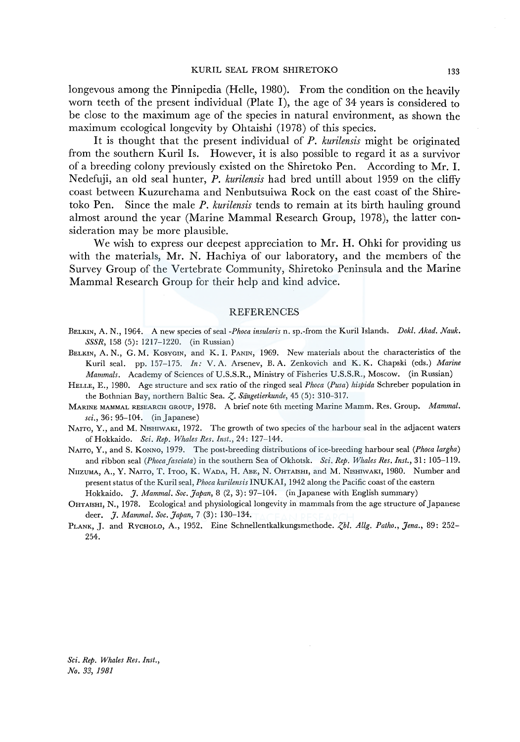longevous among the Pinnipedia (Helle, 1980). From the condition on the heavily worn teeth of the present individual (Plate I), the age of 34 years is considered to be close to the maximum age of the species in natural environment, as shown the maximum ecological longevity by Ohtaishi (1978) of this species.

It is thought that the present individual of *P. kurilensis* might be originated from the southern Kuril Is. However, it is also possible to regard it as a survivor of a breeding colony previously existed on the Shiretoko Pen. According to Mr. I. Nedefuji, an old seal hunter, *P. kurilensis* had bred untill about 1959 on the cliffy coast between Kuzurehama and Nenbutsuiwa Rock on the east coast of the Shiretoko Pen. Since the male *P. kurilensis* tends to remain at its birth hauling ground almost around the year (Marine Mammal Research Group, 1978), the latter consideration may be more plausible.

We wish to express our deepest appreciation to Mr. H. Ohki for providing us with the materials, Mr. N. Hachiya of our laboratory, and the members of the Survey Group of the Vertebrate Community, Shiretoko Peninsula and the Marine Mammal Research Group for their help and kind advice.

## REFERENCES

Belkin, A. N., 1964. A new species of seal -*Phoca insularis* n. sp.-from the Kuril Islands. *Dokl. Akad. Nauk. SSSR*, 158 (5): 1217–1220. (in Russian)

Belkin, A. N., G. M. Kosygin, and K. I. Panin, 1969. New materials about the characteristics of the Kuril seal. pp. 157–175. *In:* V. A. Arsenev, B. A. Zenkovich and K. K. Chapski (eds.) *Marine Mammals*. Academy of Sciences of U.S.S.R., Ministry of Fisheries U.S.S.R., Moscow. (in Russian)

Helle, E., 1980. Age structure and sex ratio of the ringed seal *Phoca (Pusa) hispida* Schreber population in the Bothnian Bay, northern Baltic Sea. *Z. Säugetierkunde*, 45 (5): 310–317.

Marine mammal research group, 1978. A brief note 6th meeting Marine Mamm. Res. Group. *Mammal. sci.*, 36: 95–104. (in Japanese)

Naito, Y., and M. Nishiwaki, 1972. The growth of two species of the harbour seal in the adjacent waters of Hokkaido. *Sci. Rep. Whales Res. Inst.*, 24: 127–144.

Naito, Y., and S. Konno, 1979. The post-breeding distributions of ice-breeding harbour seal (*Phoca largha*) and ribbon seal (*Phoca fasciata*) in the southern Sea of Okhotsk. *Sci. Rep. Whales Res. Inst.*, 31: 105–119.

Niizuma, A., Y. Naito, T. Itoo, K. Wada, H. Abe, N. Ohtaishi, and M. Nishiwaki, 1980. Number and present status of the Kuril seal, *Phoca kurilensis* INUKAI, 1942 along the Pacific coast of the eastern Hokkaido. *J. Mammal. Soc. Japan*, 8 (2, 3): 97–104. (in Japanese with English summary)

Ohtaishi, N., 1978. Ecological and physiological longevity in mammals from the age structure of Japanese deer. *J. Mammal. Soc. Japan*, 7 (3): 130–134.

Plank, J. and Rycholo, A., 1952. Eine Schnellentkalkungsmethode. *Zbl. Allg. Patho., Jena.*, 89: 252–254.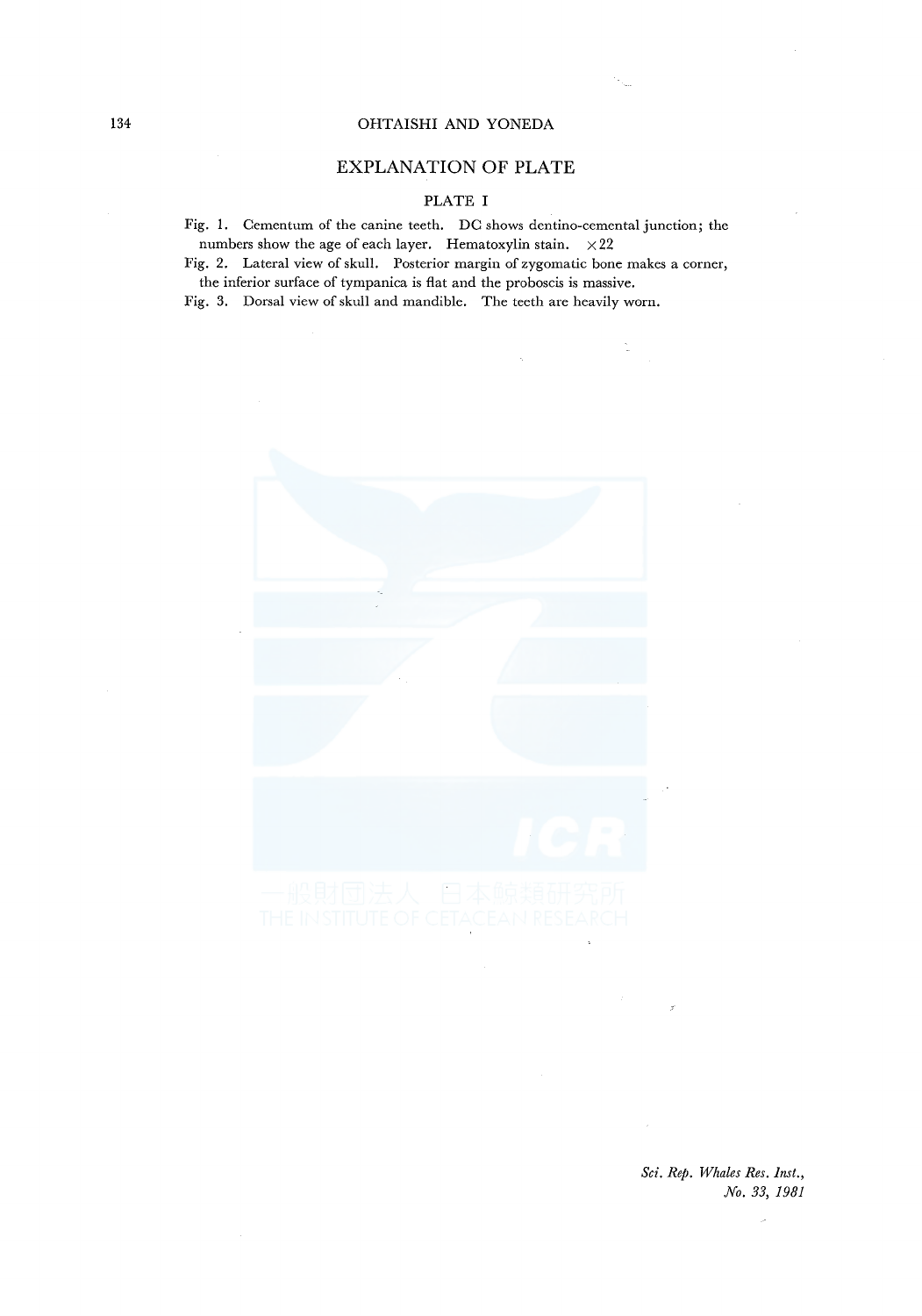# EXPLANATION OF PLATE

## PLATE I

Fig. 1. Cementum of the canine teeth. DC shows dentino-cemental junction; the numbers show the age of each layer. Hematoxylin stain. ×22

Fig. 2. Lateral view of skull. Posterior margin of zygomatic bone makes a corner, the inferior surface of tympanica is flat and the proboscis is massive.

Fig. 3. Dorsal view of skull and mandible. The teeth are heavily worn.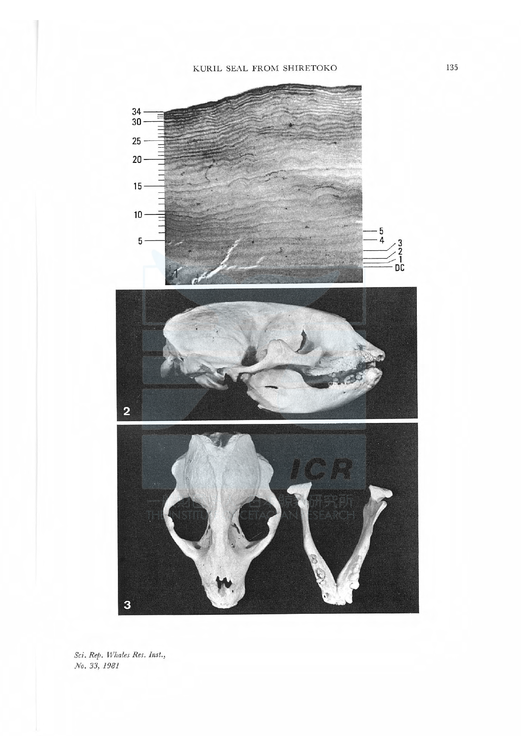34
30
25
20
15
10
5

5
4
3
2
1
DC

2

3